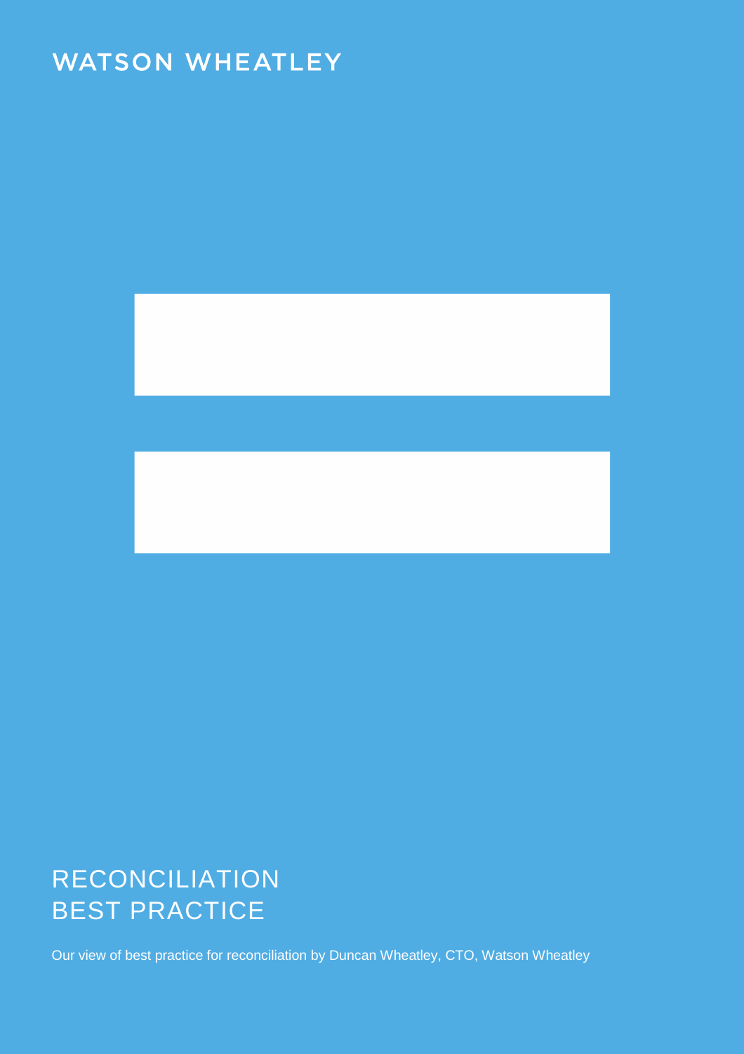WATSON WHEATLEY

# RECONCILIATION BEST PRACTICE

Our view of best practice for reconciliation by Duncan Wheatley, CTO, Watson Wheatley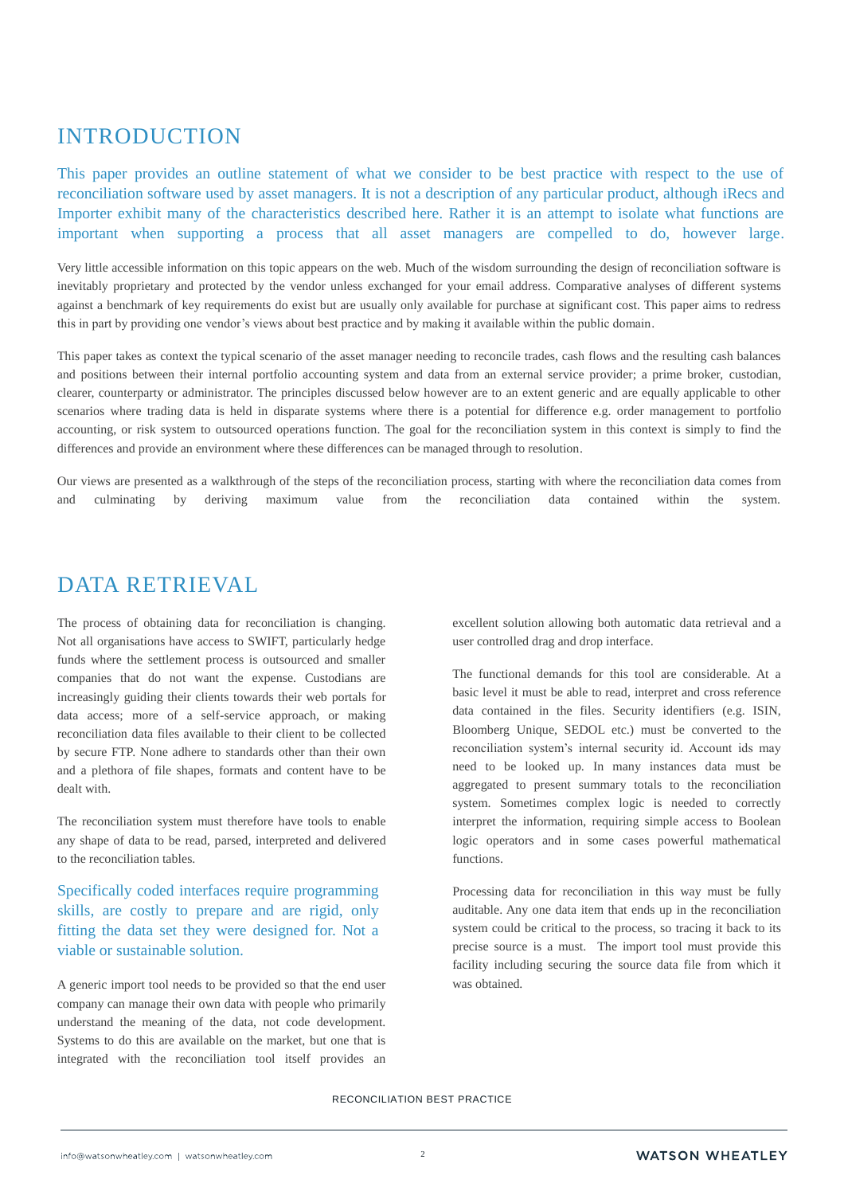## INTRODUCTION

This paper provides an outline statement of what we consider to be best practice with respect to the use of reconciliation software used by asset managers. It is not a description of any particular product, although iRecs and Importer exhibit many of the characteristics described here. Rather it is an attempt to isolate what functions are important when supporting a process that all asset managers are compelled to do, however large.

Very little accessible information on this topic appears on the web. Much of the wisdom surrounding the design of reconciliation software is inevitably proprietary and protected by the vendor unless exchanged for your email address. Comparative analyses of different systems against a benchmark of key requirements do exist but are usually only available for purchase at significant cost. This paper aims to redress this in part by providing one vendor's views about best practice and by making it available within the public domain.

This paper takes as context the typical scenario of the asset manager needing to reconcile trades, cash flows and the resulting cash balances and positions between their internal portfolio accounting system and data from an external service provider; a prime broker, custodian, clearer, counterparty or administrator. The principles discussed below however are to an extent generic and are equally applicable to other scenarios where trading data is held in disparate systems where there is a potential for difference e.g. order management to portfolio accounting, or risk system to outsourced operations function. The goal for the reconciliation system in this context is simply to find the differences and provide an environment where these differences can be managed through to resolution.

Our views are presented as a walkthrough of the steps of the reconciliation process, starting with where the reconciliation data comes from and culminating by deriving maximum value from the reconciliation data contained within the system.

## DATA RETRIEVAL

The process of obtaining data for reconciliation is changing. Not all organisations have access to SWIFT, particularly hedge funds where the settlement process is outsourced and smaller companies that do not want the expense. Custodians are increasingly guiding their clients towards their web portals for data access; more of a self-service approach, or making reconciliation data files available to their client to be collected by secure FTP. None adhere to standards other than their own and a plethora of file shapes, formats and content have to be dealt with.

The reconciliation system must therefore have tools to enable any shape of data to be read, parsed, interpreted and delivered to the reconciliation tables.

Specifically coded interfaces require programming skills, are costly to prepare and are rigid, only fitting the data set they were designed for. Not a viable or sustainable solution.

A generic import tool needs to be provided so that the end user company can manage their own data with people who primarily understand the meaning of the data, not code development. Systems to do this are available on the market, but one that is integrated with the reconciliation tool itself provides an excellent solution allowing both automatic data retrieval and a user controlled drag and drop interface.

The functional demands for this tool are considerable. At a basic level it must be able to read, interpret and cross reference data contained in the files. Security identifiers (e.g. ISIN, Bloomberg Unique, SEDOL etc.) must be converted to the reconciliation system's internal security id. Account ids may need to be looked up. In many instances data must be aggregated to present summary totals to the reconciliation system. Sometimes complex logic is needed to correctly interpret the information, requiring simple access to Boolean logic operators and in some cases powerful mathematical functions.

Processing data for reconciliation in this way must be fully auditable. Any one data item that ends up in the reconciliation system could be critical to the process, so tracing it back to its precise source is a must. The import tool must provide this facility including securing the source data file from which it was obtained.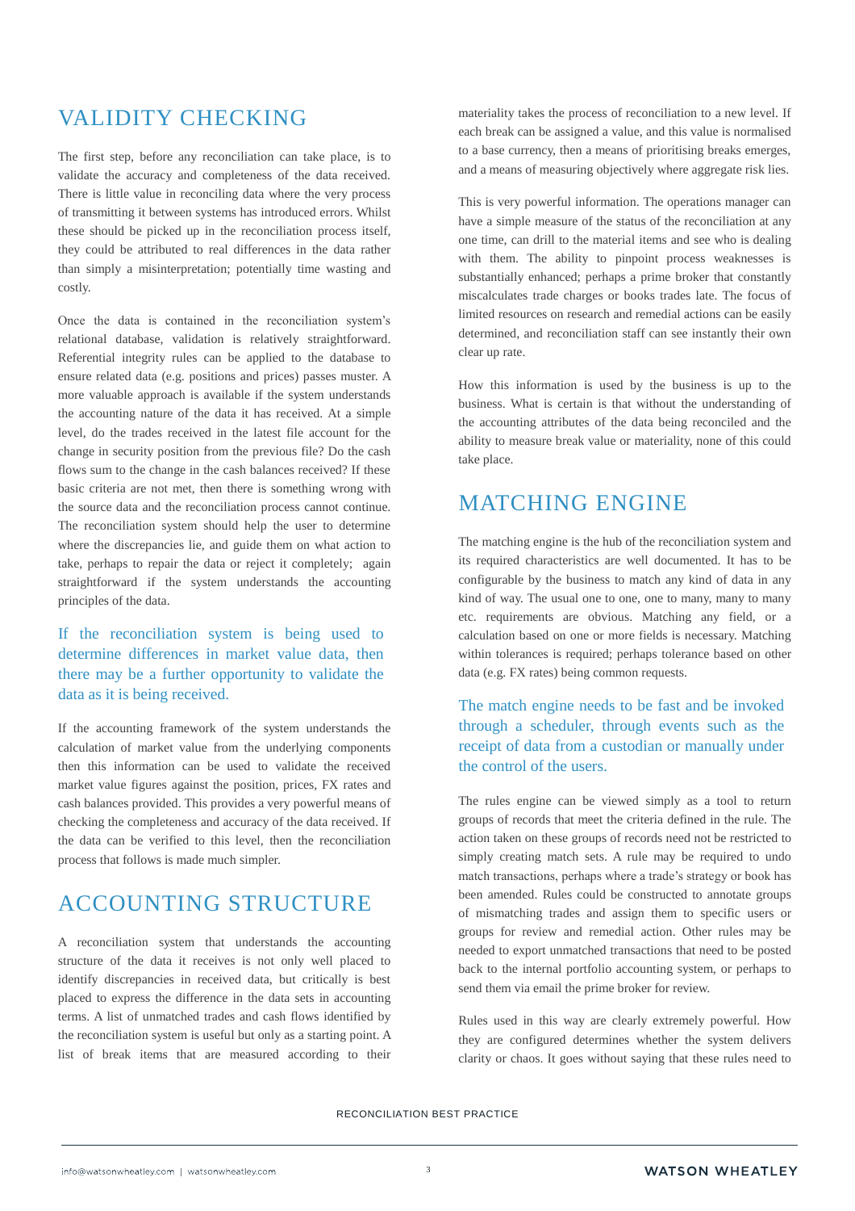## VALIDITY CHECKING

The first step, before any reconciliation can take place, is to validate the accuracy and completeness of the data received. There is little value in reconciling data where the very process of transmitting it between systems has introduced errors. Whilst these should be picked up in the reconciliation process itself, they could be attributed to real differences in the data rather than simply a misinterpretation; potentially time wasting and costly.

Once the data is contained in the reconciliation system's relational database, validation is relatively straightforward. Referential integrity rules can be applied to the database to ensure related data (e.g. positions and prices) passes muster. A more valuable approach is available if the system understands the accounting nature of the data it has received. At a simple level, do the trades received in the latest file account for the change in security position from the previous file? Do the cash flows sum to the change in the cash balances received? If these basic criteria are not met, then there is something wrong with the source data and the reconciliation process cannot continue. The reconciliation system should help the user to determine where the discrepancies lie, and guide them on what action to take, perhaps to repair the data or reject it completely; again straightforward if the system understands the accounting principles of the data.

> If the reconciliation system is being used to determine differences in market value data, then there may be a further opportunity to validate the data as it is being received.

If the accounting framework of the system understands the calculation of market value from the underlying components then this information can be used to validate the received market value figures against the position, prices, FX rates and cash balances provided. This provides a very powerful means of checking the completeness and accuracy of the data received. If the data can be verified to this level, then the reconciliation process that follows is made much simpler.

## ACCOUNTING STRUCTURE

A reconciliation system that understands the accounting structure of the data it receives is not only well placed to identify discrepancies in received data, but critically is best placed to express the difference in the data sets in accounting terms. A list of unmatched trades and cash flows identified by the reconciliation system is useful but only as a starting point. A list of break items that are measured according to their materiality takes the process of reconciliation to a new level. If each break can be assigned a value, and this value is normalised to a base currency, then a means of prioritising breaks emerges, and a means of measuring objectively where aggregate risk lies.

This is very powerful information. The operations manager can have a simple measure of the status of the reconciliation at any one time, can drill to the material items and see who is dealing with them. The ability to pinpoint process weaknesses is substantially enhanced; perhaps a prime broker that constantly miscalculates trade charges or books trades late. The focus of limited resources on research and remedial actions can be easily determined, and reconciliation staff can see instantly their own clear up rate.

How this information is used by the business is up to the business. What is certain is that without the understanding of the accounting attributes of the data being reconciled and the ability to measure break value or materiality, none of this could take place.

## MATCHING ENGINE

The matching engine is the hub of the reconciliation system and its required characteristics are well documented. It has to be configurable by the business to match any kind of data in any kind of way. The usual one to one, one to many, many to many etc. requirements are obvious. Matching any field, or a calculation based on one or more fields is necessary. Matching within tolerances is required; perhaps tolerance based on other data (e.g. FX rates) being common requests.

> The match engine needs to be fast and be invoked through a scheduler, through events such as the receipt of data from a custodian or manually under the control of the users.

The rules engine can be viewed simply as a tool to return groups of records that meet the criteria defined in the rule. The action taken on these groups of records need not be restricted to simply creating match sets. A rule may be required to undo match transactions, perhaps where a trade's strategy or book has been amended. Rules could be constructed to annotate groups of mismatching trades and assign them to specific users or groups for review and remedial action. Other rules may be needed to export unmatched transactions that need to be posted back to the internal portfolio accounting system, or perhaps to send them via email the prime broker for review.

Rules used in this way are clearly extremely powerful. How they are configured determines whether the system delivers clarity or chaos. It goes without saying that these rules need to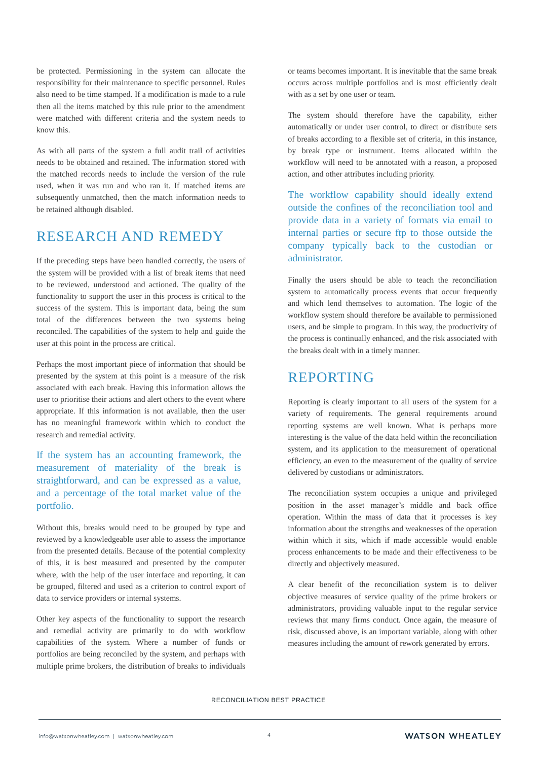be protected. Permissioning in the system can allocate the responsibility for their maintenance to specific personnel. Rules also need to be time stamped. If a modification is made to a rule then all the items matched by this rule prior to the amendment were matched with different criteria and the system needs to know this.

As with all parts of the system a full audit trail of activities needs to be obtained and retained. The information stored with the matched records needs to include the version of the rule used, when it was run and who ran it. If matched items are subsequently unmatched, then the match information needs to be retained although disabled.

## RESEARCH AND REMEDY

If the preceding steps have been handled correctly, the users of the system will be provided with a list of break items that need to be reviewed, understood and actioned. The quality of the functionality to support the user in this process is critical to the success of the system. This is important data, being the sum total of the differences between the two systems being reconciled. The capabilities of the system to help and guide the user at this point in the process are critical.

Perhaps the most important piece of information that should be presented by the system at this point is a measure of the risk associated with each break. Having this information allows the user to prioritise their actions and alert others to the event where appropriate. If this information is not available, then the user has no meaningful framework within which to conduct the research and remedial activity.

> If the system has an accounting framework, the measurement of materiality of the break is straightforward, and can be expressed as a value, and a percentage of the total market value of the portfolio.

Without this, breaks would need to be grouped by type and reviewed by a knowledgeable user able to assess the importance from the presented details. Because of the potential complexity of this, it is best measured and presented by the computer where, with the help of the user interface and reporting, it can be grouped, filtered and used as a criterion to control export of data to service providers or internal systems.

Other key aspects of the functionality to support the research and remedial activity are primarily to do with workflow capabilities of the system. Where a number of funds or portfolios are being reconciled by the system, and perhaps with multiple prime brokers, the distribution of breaks to individuals or teams becomes important. It is inevitable that the same break occurs across multiple portfolios and is most efficiently dealt with as a set by one user or team.

The system should therefore have the capability, either automatically or under user control, to direct or distribute sets of breaks according to a flexible set of criteria, in this instance, by break type or instrument. Items allocated within the workflow will need to be annotated with a reason, a proposed action, and other attributes including priority.

> The workflow capability should ideally extend outside the confines of the reconciliation tool and provide data in a variety of formats via email to internal parties or secure ftp to those outside the company typically back to the custodian or administrator.

Finally the users should be able to teach the reconciliation system to automatically process events that occur frequently and which lend themselves to automation. The logic of the workflow system should therefore be available to permissioned users, and be simple to program. In this way, the productivity of the process is continually enhanced, and the risk associated with the breaks dealt with in a timely manner.

## REPORTING

Reporting is clearly important to all users of the system for a variety of requirements. The general requirements around reporting systems are well known. What is perhaps more interesting is the value of the data held within the reconciliation system, and its application to the measurement of operational efficiency, an even to the measurement of the quality of service delivered by custodians or administrators.

The reconciliation system occupies a unique and privileged position in the asset manager's middle and back office operation. Within the mass of data that it processes is key information about the strengths and weaknesses of the operation within which it sits, which if made accessible would enable process enhancements to be made and their effectiveness to be directly and objectively measured.

A clear benefit of the reconciliation system is to deliver objective measures of service quality of the prime brokers or administrators, providing valuable input to the regular service reviews that many firms conduct. Once again, the measure of risk, discussed above, is an important variable, along with other measures including the amount of rework generated by errors.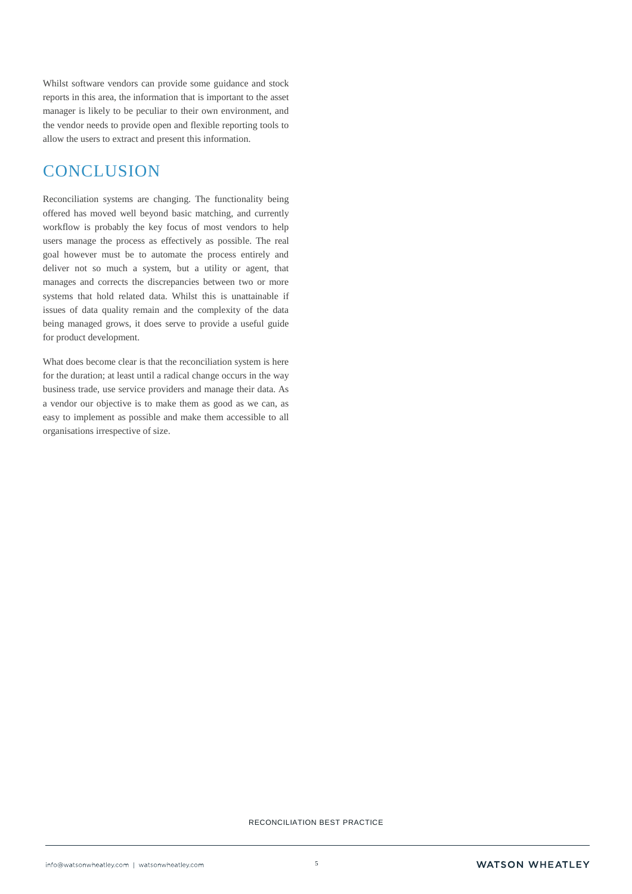Whilst software vendors can provide some guidance and stock reports in this area, the information that is important to the asset manager is likely to be peculiar to their own environment, and the vendor needs to provide open and flexible reporting tools to allow the users to extract and present this information.

## CONCLUSION

Reconciliation systems are changing. The functionality being offered has moved well beyond basic matching, and currently workflow is probably the key focus of most vendors to help users manage the process as effectively as possible. The real goal however must be to automate the process entirely and deliver not so much a system, but a utility or agent, that manages and corrects the discrepancies between two or more systems that hold related data. Whilst this is unattainable if issues of data quality remain and the complexity of the data being managed grows, it does serve to provide a useful guide for product development.

What does become clear is that the reconciliation system is here for the duration; at least until a radical change occurs in the way business trade, use service providers and manage their data. As a vendor our objective is to make them as good as we can, as easy to implement as possible and make them accessible to all organisations irrespective of size.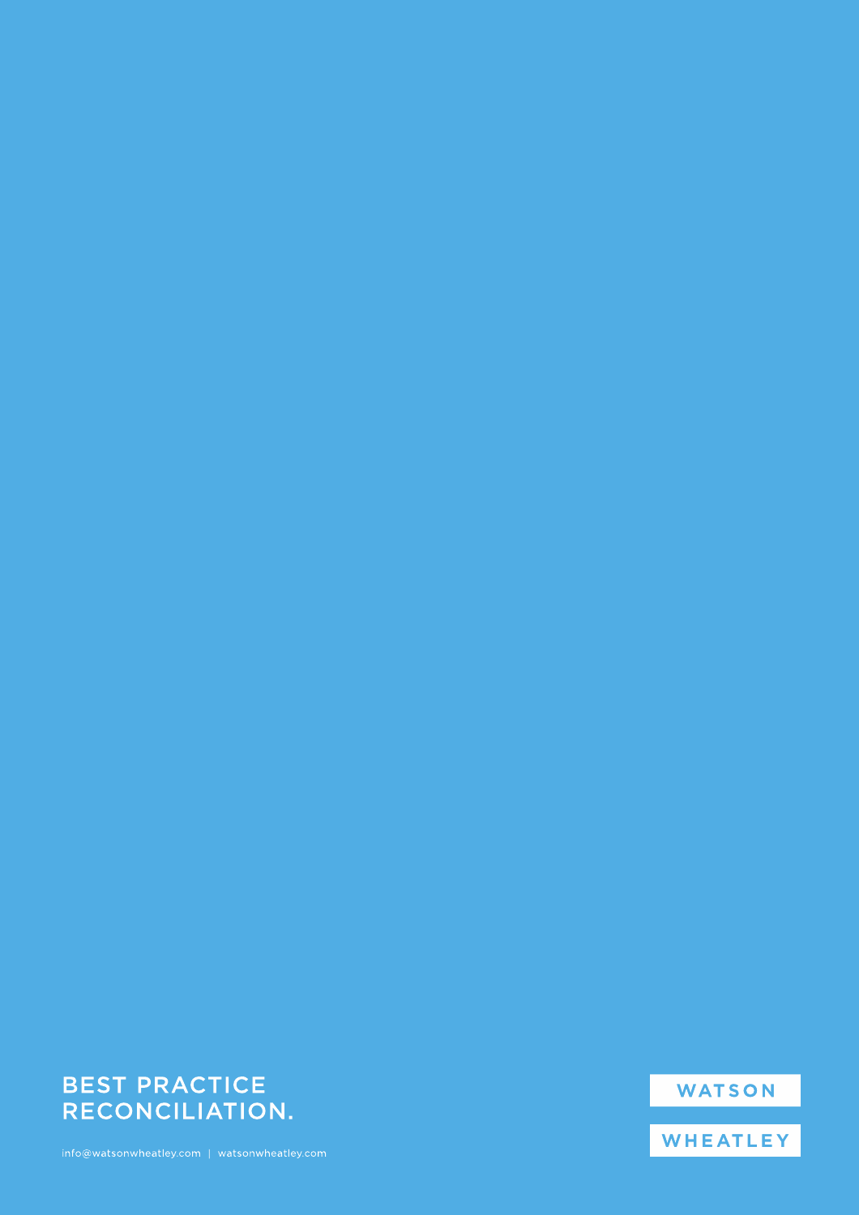BEST PRACTICE
RECONCILIATION.

info@watsonwheatley.com | watsonwheatley.com

WATSON

WHEATLEY